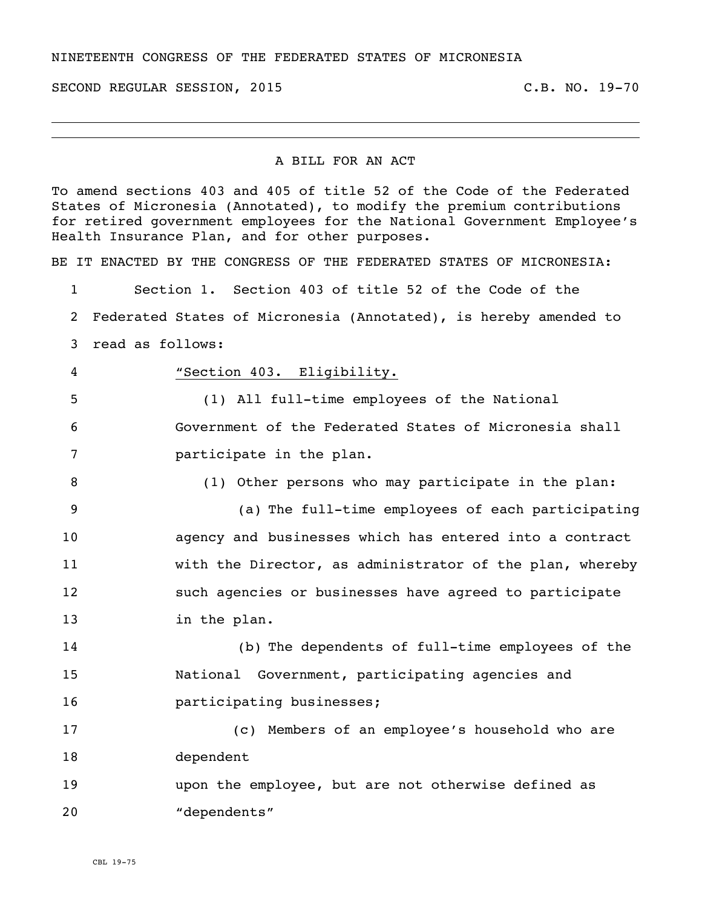NINETEENTH CONGRESS OF THE FEDERATED STATES OF MICRONESIA

SECOND REGULAR SESSION, 2015 C.B. NO. 19-70

---

A BILL FOR AN ACT

To amend sections 403 and 405 of title 52 of the Code of the Federated States of Micronesia (Annotated), to modify the premium contributions for retired government employees for the National Government Employee's Health Insurance Plan, and for other purposes.

BE IT ENACTED BY THE CONGRESS OF THE FEDERATED STATES OF MICRONESIA:

1 Section 1. Section 403 of title 52 of the Code of the
2 Federated States of Micronesia (Annotated), is hereby amended to
3 read as follows:

4 "Section 403. Eligibility.

5 (1) All full-time employees of the National
6 Government of the Federated States of Micronesia shall
7 participate in the plan.

8 (1) Other persons who may participate in the plan:

9 (a) The full-time employees of each participating
10 agency and businesses which has entered into a contract
11 with the Director, as administrator of the plan, whereby
12 such agencies or businesses have agreed to participate
13 in the plan.

14 (b) The dependents of full-time employees of the
15 National Government, participating agencies and
16 participating businesses;

17 (c) Members of an employee's household who are
18 dependent
19 upon the employee, but are not otherwise defined as
20 "dependents"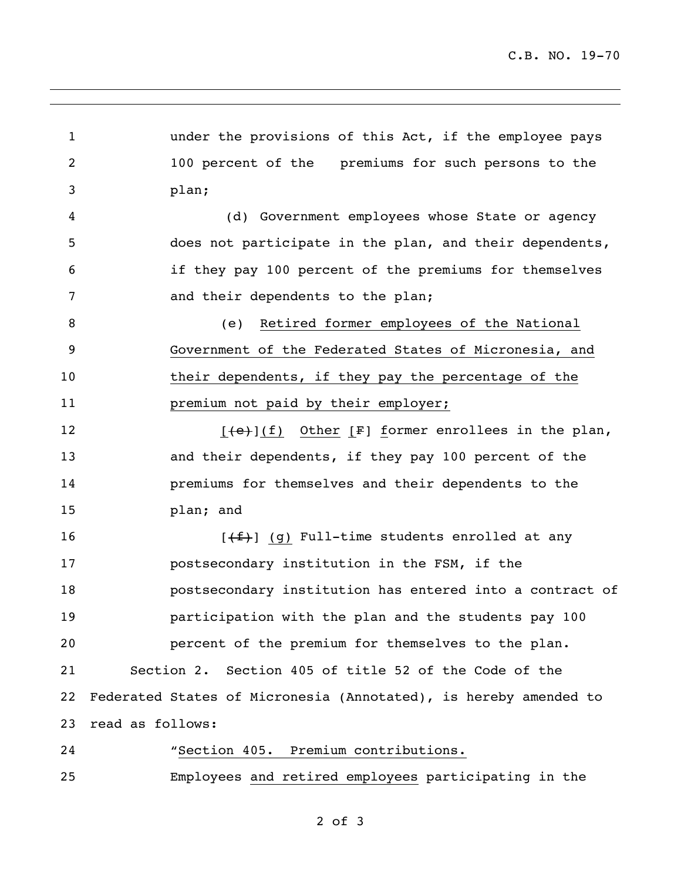under the provisions of this Act, if the employee pays 100 percent of the premiums for such persons to the plan;

(d) Government employees whose State or agency does not participate in the plan, and their dependents, if they pay 100 percent of the premiums for themselves and their dependents to the plan;

(e) <u>Retired former employees of the National Government of the Federated States of Micronesia, and their dependents, if they pay the percentage of the premium not paid by their employer;</u>

[~~(e)~~]<u>(f)</u> <u>Other</u> [~~F~~] <u>f</u>ormer enrollees in the plan, and their dependents, if they pay 100 percent of the premiums for themselves and their dependents to the plan; and

[~~(f)~~] <u>(g)</u> Full-time students enrolled at any postsecondary institution in the FSM, if the postsecondary institution has entered into a contract of participation with the plan and the students pay 100 percent of the premium for themselves to the plan.

Section 2. Section 405 of title 52 of the Code of the Federated States of Micronesia (Annotated), is hereby amended to read as follows:

"<u>Section 405. Premium contributions.</u>

Employees <u>and retired employees</u> participating in the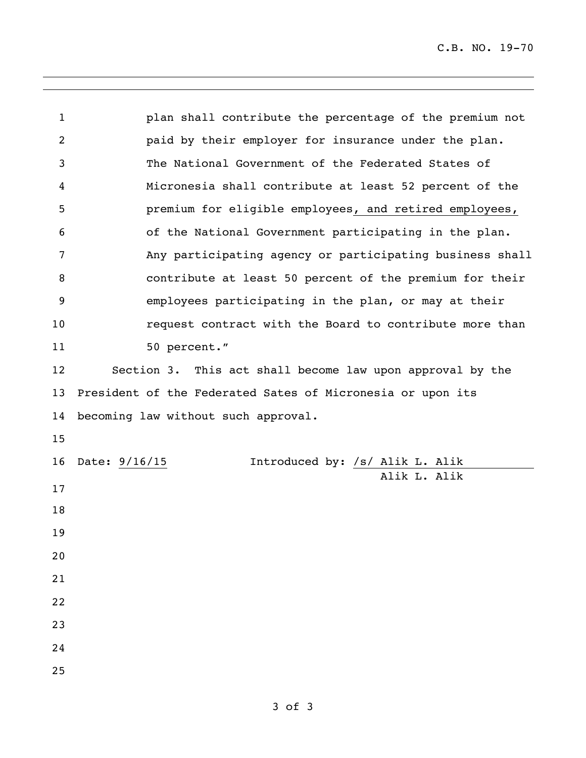plan shall contribute the percentage of the premium not paid by their employer for insurance under the plan. The National Government of the Federated States of Micronesia shall contribute at least 52 percent of the premium for eligible employees, and retired employees, of the National Government participating in the plan. Any participating agency or participating business shall contribute at least 50 percent of the premium for their employees participating in the plan, or may at their request contract with the Board to contribute more than 50 percent."

Section 3. This act shall become law upon approval by the President of the Federated Sates of Micronesia or upon its becoming law without such approval.

Date: 9/16/15                Introduced by: /s/ Alik L. Alik
Alik L. Alik